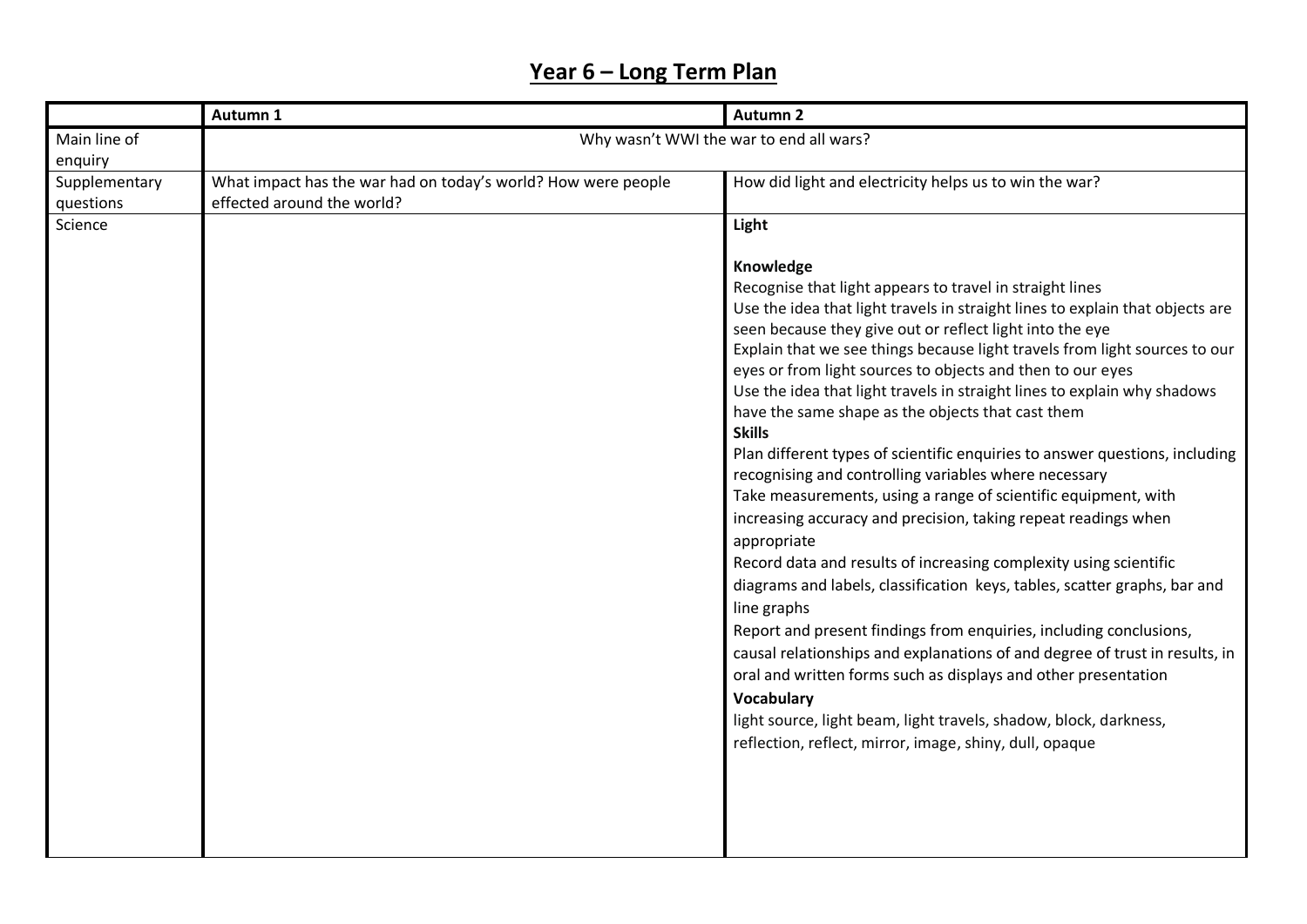# Year 6 – Long Term Plan

| | Autumn 1 | Autumn 2 |
|---|---|---|
| Main line of enquiry | Why wasn't WWI the war to end all wars? | |
| Supplementary questions | What impact has the war had on today's world? How were people effected around the world? | How did light and electricity helps us to win the war? |
| Science | | **Light**<br><br>**Knowledge**<br>Recognise that light appears to travel in straight lines<br>Use the idea that light travels in straight lines to explain that objects are seen because they give out or reflect light into the eye<br>Explain that we see things because light travels from light sources to our eyes or from light sources to objects and then to our eyes<br>Use the idea that light travels in straight lines to explain why shadows have the same shape as the objects that cast them<br>**Skills**<br>Plan different types of scientific enquiries to answer questions, including recognising and controlling variables where necessary<br>Take measurements, using a range of scientific equipment, with increasing accuracy and precision, taking repeat readings when appropriate<br>Record data and results of increasing complexity using scientific diagrams and labels, classification keys, tables, scatter graphs, bar and line graphs<br>Report and present findings from enquiries, including conclusions, causal relationships and explanations of and degree of trust in results, in oral and written forms such as displays and other presentation<br>**Vocabulary**<br>light source, light beam, light travels, shadow, block, darkness, reflection, reflect, mirror, image, shiny, dull, opaque |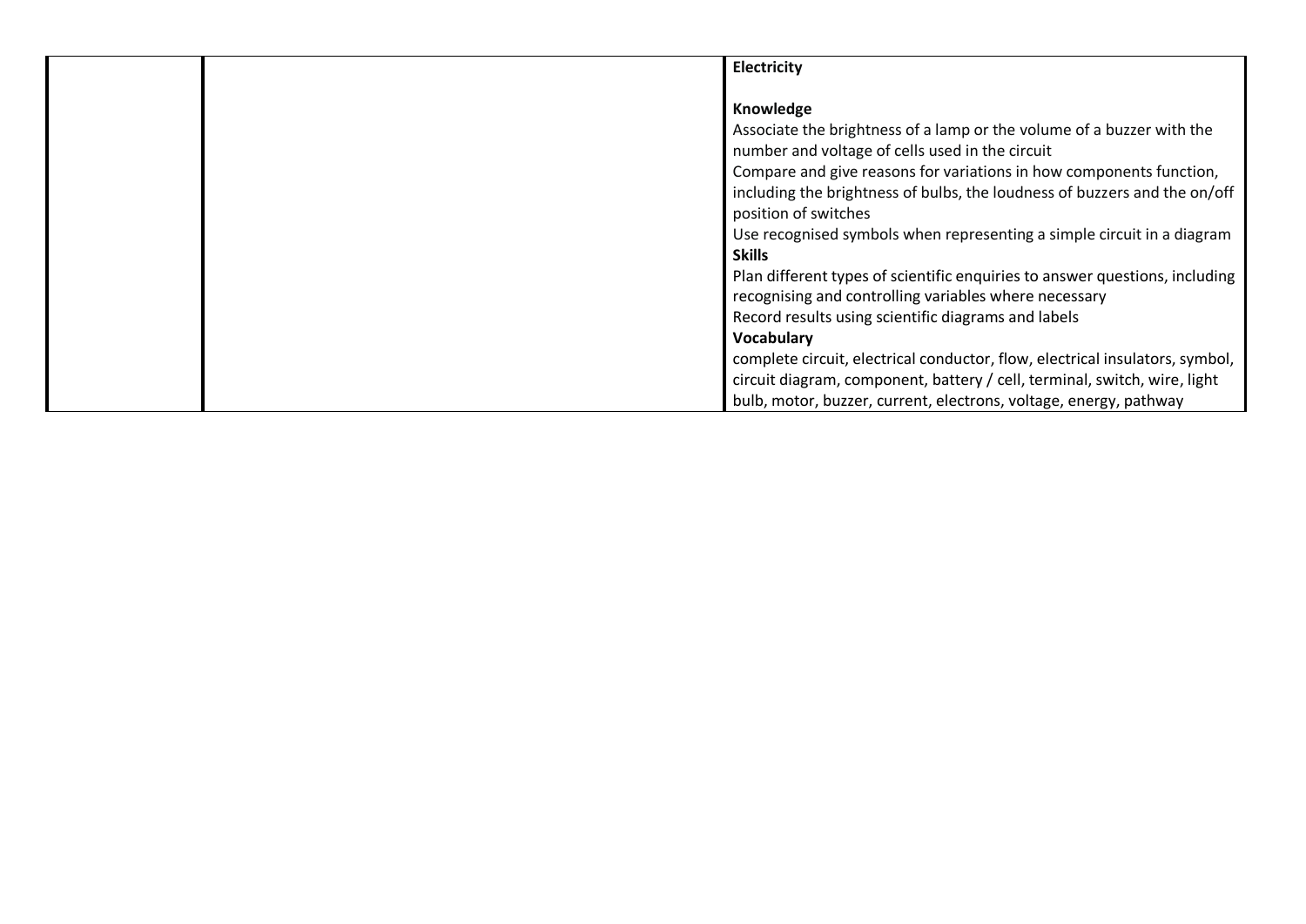| | | Electricity<br><br>**Knowledge**<br>Associate the brightness of a lamp or the volume of a buzzer with the number and voltage of cells used in the circuit<br>Compare and give reasons for variations in how components function, including the brightness of bulbs, the loudness of buzzers and the on/off position of switches<br>Use recognised symbols when representing a simple circuit in a diagram<br>**Skills**<br>Plan different types of scientific enquiries to answer questions, including recognising and controlling variables where necessary<br>Record results using scientific diagrams and labels<br>**Vocabulary**<br>complete circuit, electrical conductor, flow, electrical insulators, symbol, circuit diagram, component, battery / cell, terminal, switch, wire, light bulb, motor, buzzer, current, electrons, voltage, energy, pathway |
|---|---|---|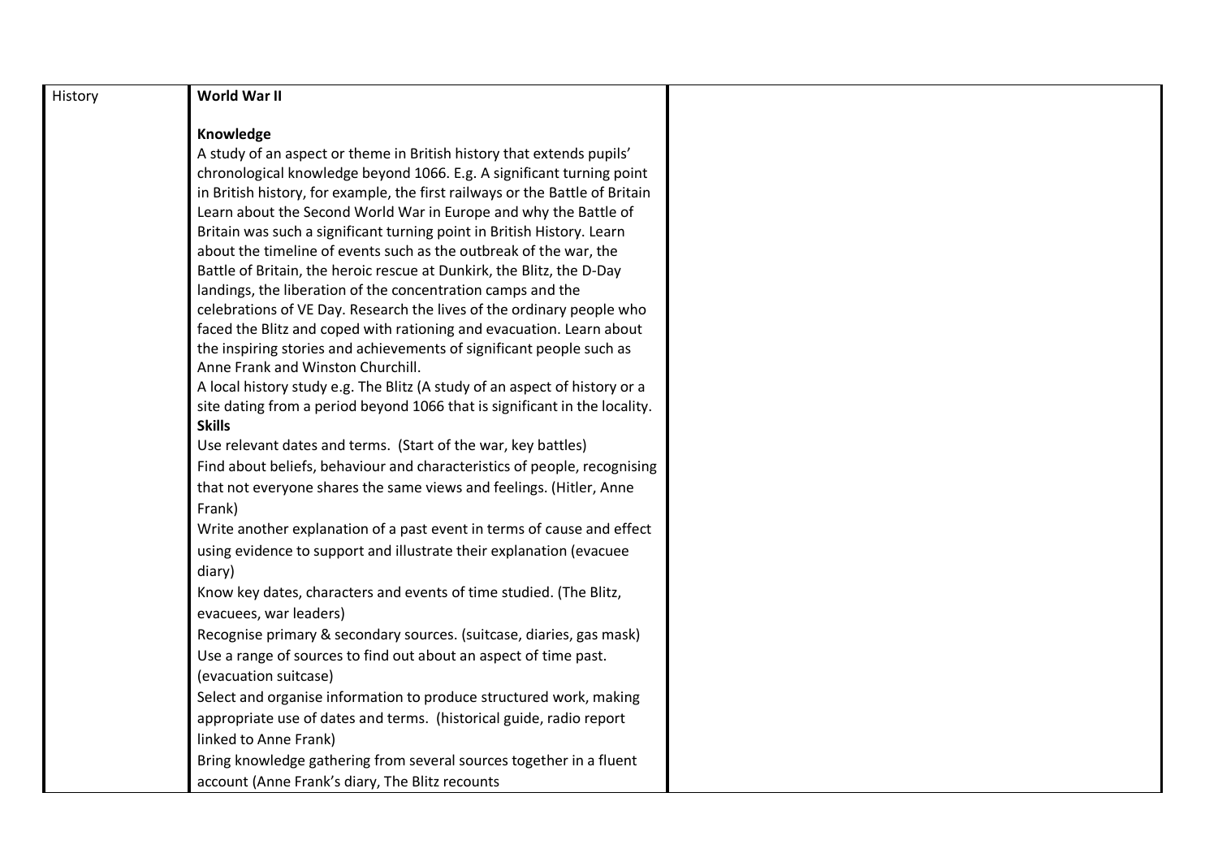| History | **World War II**<br><br>**Knowledge**<br>A study of an aspect or theme in British history that extends pupils' chronological knowledge beyond 1066. E.g. A significant turning point in British history, for example, the first railways or the Battle of Britain Learn about the Second World War in Europe and why the Battle of Britain was such a significant turning point in British History. Learn about the timeline of events such as the outbreak of the war, the Battle of Britain, the heroic rescue at Dunkirk, the Blitz, the D-Day landings, the liberation of the concentration camps and the celebrations of VE Day. Research the lives of the ordinary people who faced the Blitz and coped with rationing and evacuation. Learn about the inspiring stories and achievements of significant people such as Anne Frank and Winston Churchill.<br>A local history study e.g. The Blitz (A study of an aspect of history or a site dating from a period beyond 1066 that is significant in the locality.<br>**Skills**<br>Use relevant dates and terms. (Start of the war, key battles)<br>Find about beliefs, behaviour and characteristics of people, recognising that not everyone shares the same views and feelings. (Hitler, Anne Frank)<br>Write another explanation of a past event in terms of cause and effect using evidence to support and illustrate their explanation (evacuee diary)<br>Know key dates, characters and events of time studied. (The Blitz, evacuees, war leaders)<br>Recognise primary & secondary sources. (suitcase, diaries, gas mask)<br>Use a range of sources to find out about an aspect of time past. (evacuation suitcase)<br>Select and organise information to produce structured work, making appropriate use of dates and terms. (historical guide, radio report linked to Anne Frank)<br>Bring knowledge gathering from several sources together in a fluent account (Anne Frank's diary, The Blitz recounts | |
|---|---|---|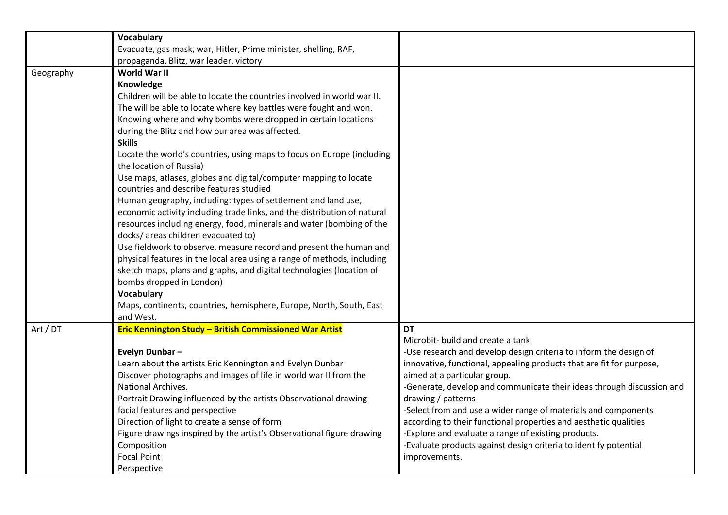| | | |
|---|---|---|
| | **Vocabulary**<br>Evacuate, gas mask, war, Hitler, Prime minister, shelling, RAF, propaganda, Blitz, war leader, victory | |
| Geography | **World War II**<br>**Knowledge**<br>Children will be able to locate the countries involved in world war II.<br>The will be able to locate where key battles were fought and won.<br>Knowing where and why bombs were dropped in certain locations during the Blitz and how our area was affected.<br>**Skills**<br>Locate the world's countries, using maps to focus on Europe (including the location of Russia)<br>Use maps, atlases, globes and digital/computer mapping to locate countries and describe features studied<br>Human geography, including: types of settlement and land use, economic activity including trade links, and the distribution of natural resources including energy, food, minerals and water (bombing of the docks/ areas children evacuated to)<br>Use fieldwork to observe, measure record and present the human and physical features in the local area using a range of methods, including sketch maps, plans and graphs, and digital technologies (location of bombs dropped in London)<br>**Vocabulary**<br>Maps, continents, countries, hemisphere, Europe, North, South, East and West. | |
| Art / DT | **Eric Kennington Study – British Commissioned War Artist**<br><br>**Evelyn Dunbar –**<br>Learn about the artists Eric Kennington and Evelyn Dunbar<br>Discover photographs and images of life in world war II from the National Archives.<br>Portrait Drawing influenced by the artists Observational drawing facial features and perspective<br>Direction of light to create a sense of form<br>Figure drawings inspired by the artist's Observational figure drawing<br>Composition<br>Focal Point<br>Perspective | **DT**<br>Microbit- build and create a tank<br>-Use research and develop design criteria to inform the design of innovative, functional, appealing products that are fit for purpose, aimed at a particular group.<br>-Generate, develop and communicate their ideas through discussion and drawing / patterns<br>-Select from and use a wider range of materials and components according to their functional properties and aesthetic qualities<br>-Explore and evaluate a range of existing products.<br>-Evaluate products against design criteria to identify potential improvements. |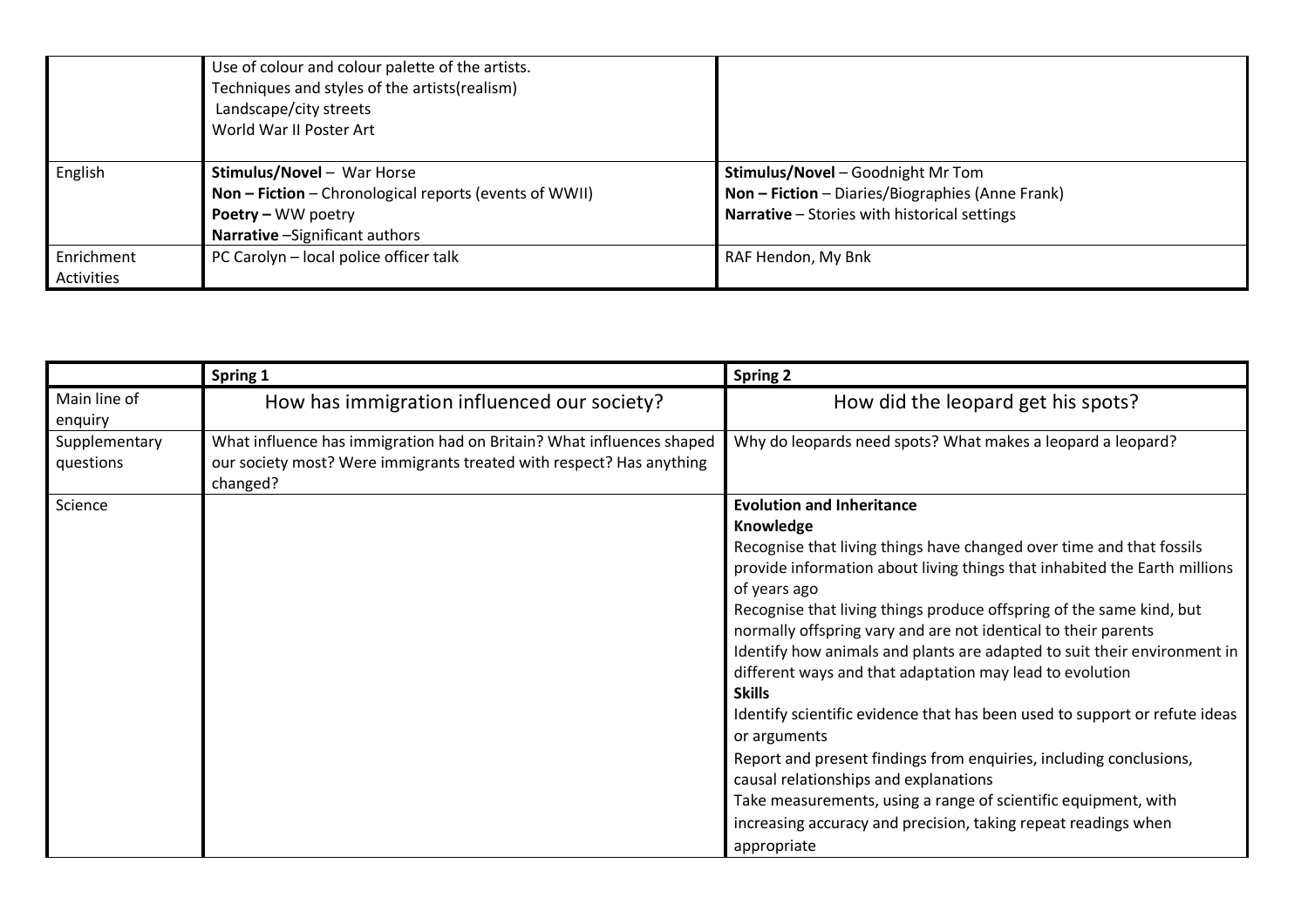| | | |
|---|---|---|
| | Use of colour and colour palette of the artists.<br>Techniques and styles of the artists(realism)<br>Landscape/city streets<br>World War II Poster Art | |
| English | **Stimulus/Novel** – War Horse<br>**Non – Fiction** – Chronological reports (events of WWII)<br>**Poetry –** WW poetry<br>**Narrative** –Significant authors | **Stimulus/Novel** – Goodnight Mr Tom<br>**Non – Fiction** – Diaries/Biographies (Anne Frank)<br>**Narrative** – Stories with historical settings |
| Enrichment Activities | PC Carolyn – local police officer talk | RAF Hendon, My Bnk |

| | **Spring 1** | **Spring 2** |
|---|---|---|
| Main line of enquiry | How has immigration influenced our society? | How did the leopard get his spots? |
| Supplementary questions | What influence has immigration had on Britain? What influences shaped our society most? Were immigrants treated with respect? Has anything changed? | Why do leopards need spots? What makes a leopard a leopard? |
| Science | | **Evolution and Inheritance**<br>**Knowledge**<br>Recognise that living things have changed over time and that fossils provide information about living things that inhabited the Earth millions of years ago<br>Recognise that living things produce offspring of the same kind, but normally offspring vary and are not identical to their parents<br>Identify how animals and plants are adapted to suit their environment in different ways and that adaptation may lead to evolution<br>**Skills**<br>Identify scientific evidence that has been used to support or refute ideas or arguments<br>Report and present findings from enquiries, including conclusions, causal relationships and explanations<br>Take measurements, using a range of scientific equipment, with increasing accuracy and precision, taking repeat readings when appropriate |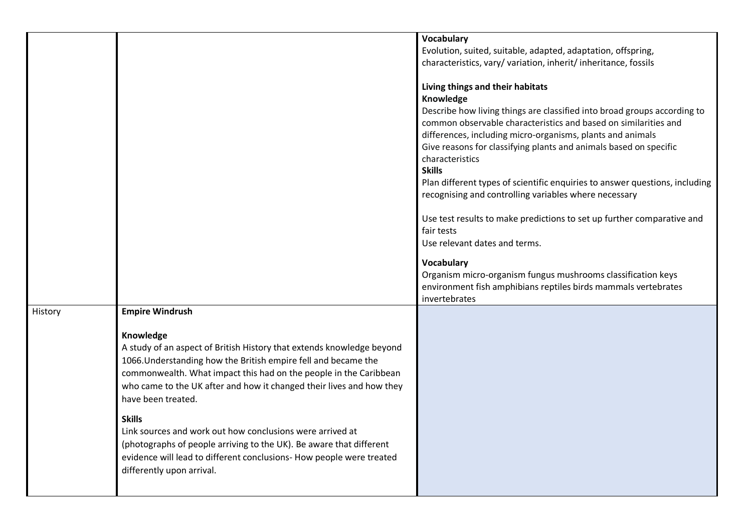| | | |
|---|---|---|
| | | **Vocabulary**<br>Evolution, suited, suitable, adapted, adaptation, offspring, characteristics, vary/ variation, inherit/ inheritance, fossils<br><br>**Living things and their habitats**<br>**Knowledge**<br>Describe how living things are classified into broad groups according to common observable characteristics and based on similarities and differences, including micro-organisms, plants and animals<br>Give reasons for classifying plants and animals based on specific characteristics<br>**Skills**<br>Plan different types of scientific enquiries to answer questions, including recognising and controlling variables where necessary<br><br>Use test results to make predictions to set up further comparative and fair tests<br>Use relevant dates and terms.<br><br>**Vocabulary**<br>Organism micro-organism fungus mushrooms classification keys environment fish amphibians reptiles birds mammals vertebrates invertebrates |
| History | **Empire Windrush**<br><br>**Knowledge**<br>A study of an aspect of British History that extends knowledge beyond 1066.Understanding how the British empire fell and became the commonwealth. What impact this had on the people in the Caribbean who came to the UK after and how it changed their lives and how they have been treated.<br><br>**Skills**<br>Link sources and work out how conclusions were arrived at (photographs of people arriving to the UK). Be aware that different evidence will lead to different conclusions- How people were treated differently upon arrival. | |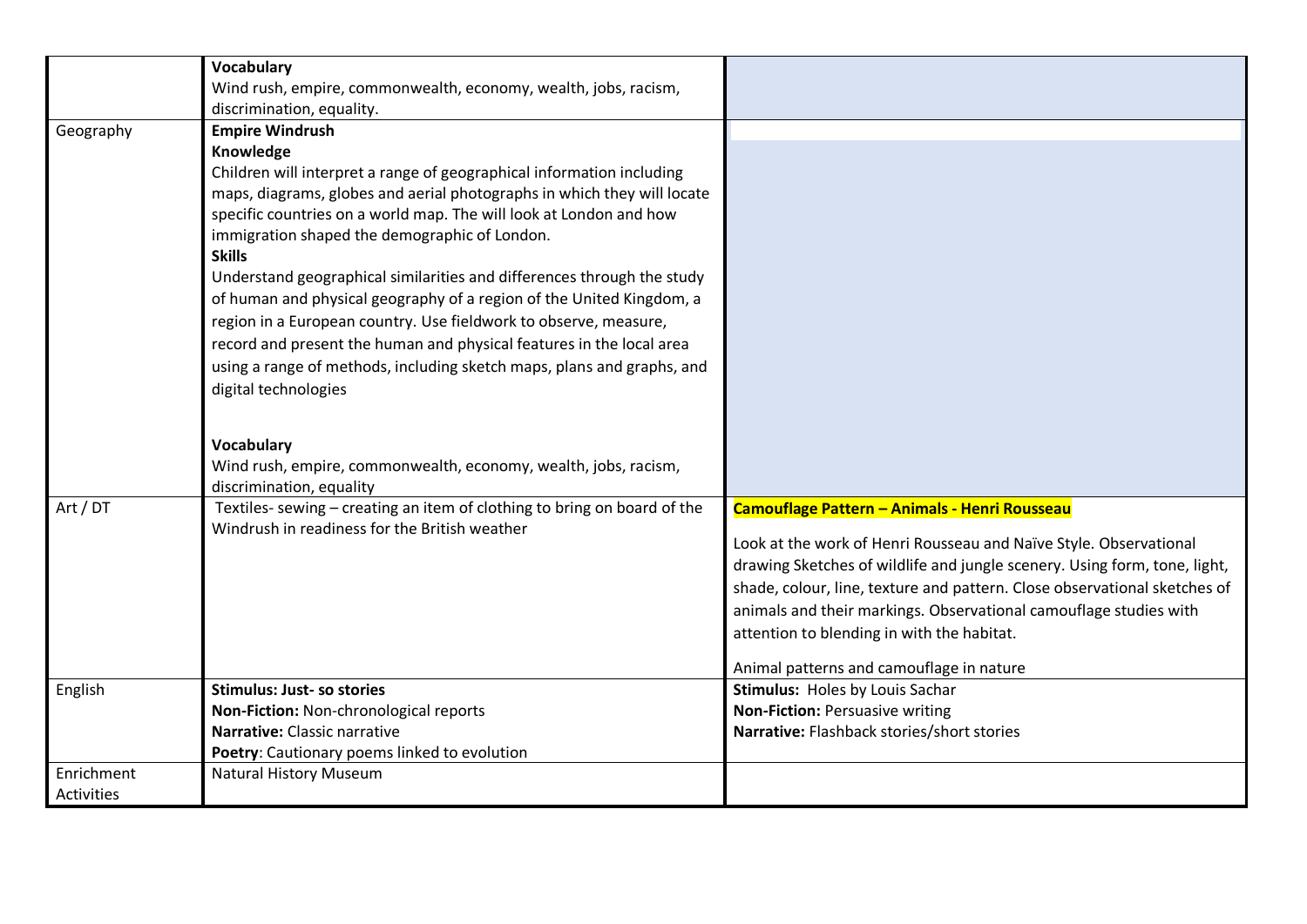| | | |
|---|---|---|
| | **Vocabulary**<br>Wind rush, empire, commonwealth, economy, wealth, jobs, racism, discrimination, equality. | |
| Geography | **Empire Windrush**<br>**Knowledge**<br>Children will interpret a range of geographical information including maps, diagrams, globes and aerial photographs in which they will locate specific countries on a world map. The will look at London and how immigration shaped the demographic of London.<br>**Skills**<br>Understand geographical similarities and differences through the study of human and physical geography of a region of the United Kingdom, a region in a European country. Use fieldwork to observe, measure, record and present the human and physical features in the local area using a range of methods, including sketch maps, plans and graphs, and digital technologies<br><br>**Vocabulary**<br>Wind rush, empire, commonwealth, economy, wealth, jobs, racism, discrimination, equality | |
| Art / DT | Textiles- sewing – creating an item of clothing to bring on board of the Windrush in readiness for the British weather | **Camouflage Pattern – Animals - Henri Rousseau**<br><br>Look at the work of Henri Rousseau and Naïve Style. Observational drawing Sketches of wildlife and jungle scenery. Using form, tone, light, shade, colour, line, texture and pattern. Close observational sketches of animals and their markings. Observational camouflage studies with attention to blending in with the habitat.<br><br>Animal patterns and camouflage in nature |
| English | **Stimulus: Just- so stories**<br>**Non-Fiction:** Non-chronological reports<br>**Narrative:** Classic narrative<br>**Poetry**: Cautionary poems linked to evolution | **Stimulus:** Holes by Louis Sachar<br>**Non-Fiction:** Persuasive writing<br>**Narrative:** Flashback stories/short stories |
| Enrichment Activities | Natural History Museum | |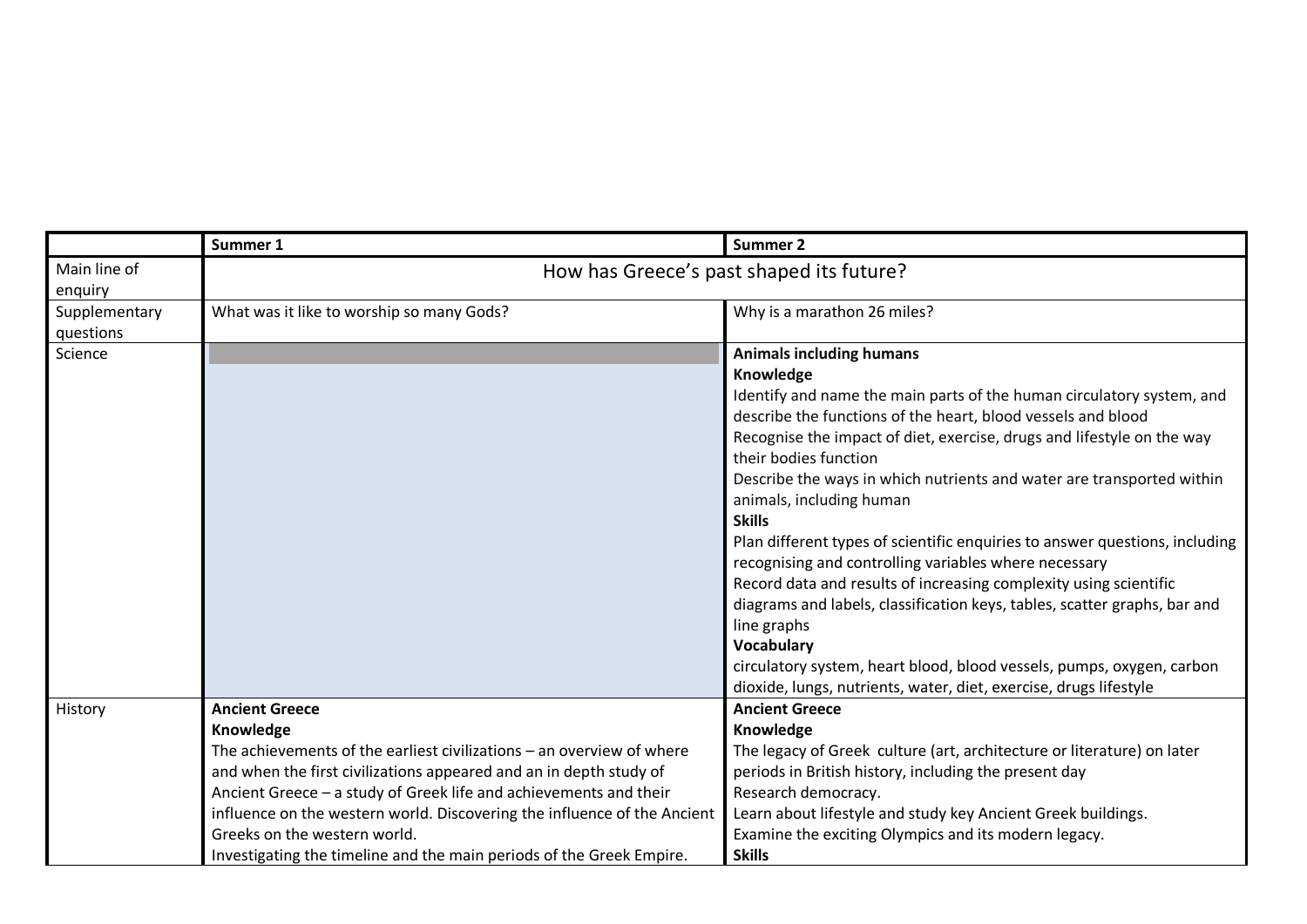| | Summer 1 | Summer 2 |
|---|---|---|
| Main line of enquiry | How has Greece's past shaped its future? | |
| Supplementary questions | What was it like to worship so many Gods? | Why is a marathon 26 miles? |
| Science | | **Animals including humans**<br>**Knowledge**<br>Identify and name the main parts of the human circulatory system, and describe the functions of the heart, blood vessels and blood<br>Recognise the impact of diet, exercise, drugs and lifestyle on the way their bodies function<br>Describe the ways in which nutrients and water are transported within animals, including human<br>**Skills**<br>Plan different types of scientific enquiries to answer questions, including recognising and controlling variables where necessary<br>Record data and results of increasing complexity using scientific diagrams and labels, classification keys, tables, scatter graphs, bar and line graphs<br>**Vocabulary**<br>circulatory system, heart blood, blood vessels, pumps, oxygen, carbon dioxide, lungs, nutrients, water, diet, exercise, drugs lifestyle |
| History | **Ancient Greece**<br>**Knowledge**<br>The achievements of the earliest civilizations – an overview of where and when the first civilizations appeared and an in depth study of Ancient Greece – a study of Greek life and achievements and their influence on the western world. Discovering the influence of the Ancient Greeks on the western world.<br>Investigating the timeline and the main periods of the Greek Empire. | **Ancient Greece**<br>**Knowledge**<br>The legacy of Greek culture (art, architecture or literature) on later periods in British history, including the present day<br>Research democracy.<br>Learn about lifestyle and study key Ancient Greek buildings.<br>Examine the exciting Olympics and its modern legacy.<br>**Skills** |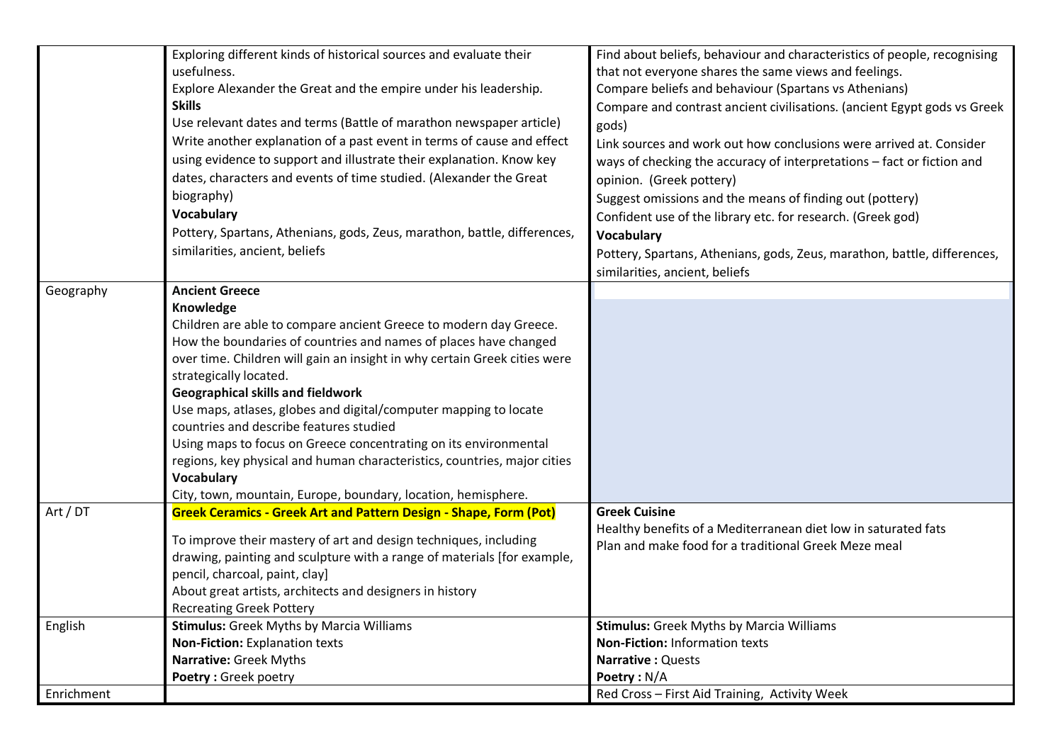| | | |
|---|---|---|
| | Exploring different kinds of historical sources and evaluate their usefulness.<br>Explore Alexander the Great and the empire under his leadership.<br>**Skills**<br>Use relevant dates and terms (Battle of marathon newspaper article)<br>Write another explanation of a past event in terms of cause and effect using evidence to support and illustrate their explanation. Know key dates, characters and events of time studied. (Alexander the Great biography)<br>**Vocabulary**<br>Pottery, Spartans, Athenians, gods, Zeus, marathon, battle, differences, similarities, ancient, beliefs | Find about beliefs, behaviour and characteristics of people, recognising that not everyone shares the same views and feelings.<br>Compare beliefs and behaviour (Spartans vs Athenians)<br>Compare and contrast ancient civilisations. (ancient Egypt gods vs Greek gods)<br>Link sources and work out how conclusions were arrived at. Consider ways of checking the accuracy of interpretations – fact or fiction and opinion. (Greek pottery)<br>Suggest omissions and the means of finding out (pottery)<br>Confident use of the library etc. for research. (Greek god)<br>**Vocabulary**<br>Pottery, Spartans, Athenians, gods, Zeus, marathon, battle, differences, similarities, ancient, beliefs |
| Geography | **Ancient Greece**<br>**Knowledge**<br>Children are able to compare ancient Greece to modern day Greece. How the boundaries of countries and names of places have changed over time. Children will gain an insight in why certain Greek cities were strategically located.<br>**Geographical skills and fieldwork**<br>Use maps, atlases, globes and digital/computer mapping to locate countries and describe features studied<br>Using maps to focus on Greece concentrating on its environmental regions, key physical and human characteristics, countries, major cities<br>**Vocabulary**<br>City, town, mountain, Europe, boundary, location, hemisphere. | |
| Art / DT | **Greek Ceramics - Greek Art and Pattern Design - Shape, Form (Pot)**<br>To improve their mastery of art and design techniques, including drawing, painting and sculpture with a range of materials [for example, pencil, charcoal, paint, clay]<br>About great artists, architects and designers in history<br>Recreating Greek Pottery | **Greek Cuisine**<br>Healthy benefits of a Mediterranean diet low in saturated fats<br>Plan and make food for a traditional Greek Meze meal |
| English | **Stimulus:** Greek Myths by Marcia Williams<br>**Non-Fiction:** Explanation texts<br>**Narrative:** Greek Myths<br>**Poetry :** Greek poetry | **Stimulus:** Greek Myths by Marcia Williams<br>**Non-Fiction:** Information texts<br>**Narrative :** Quests<br>**Poetry :** N/A |
| Enrichment | | Red Cross – First Aid Training, Activity Week |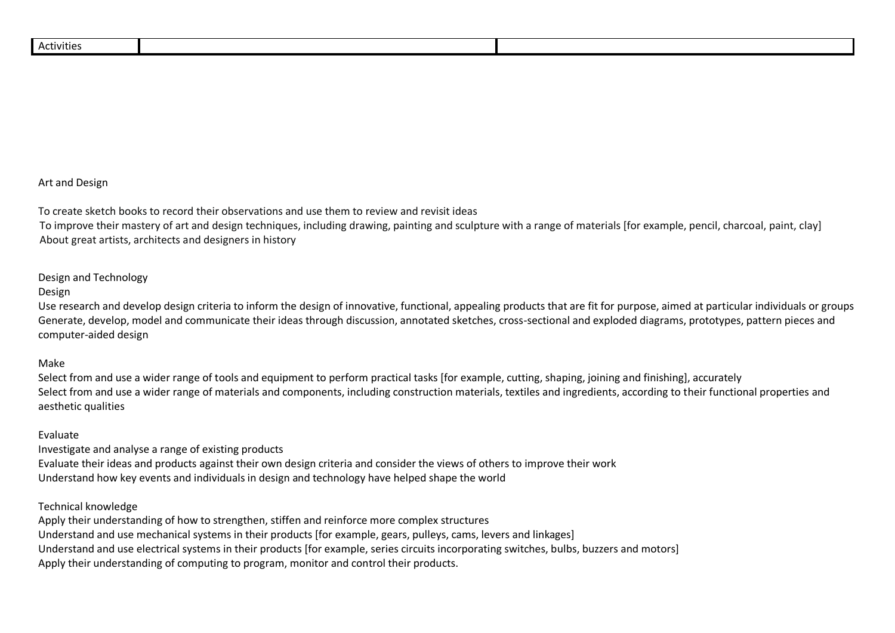| Activities | | |
| --- | --- | --- |

Art and Design

To create sketch books to record their observations and use them to review and revisit ideas
To improve their mastery of art and design techniques, including drawing, painting and sculpture with a range of materials [for example, pencil, charcoal, paint, clay]
About great artists, architects and designers in history

Design and Technology

Design

Use research and develop design criteria to inform the design of innovative, functional, appealing products that are fit for purpose, aimed at particular individuals or groups
Generate, develop, model and communicate their ideas through discussion, annotated sketches, cross-sectional and exploded diagrams, prototypes, pattern pieces and computer-aided design

Make

Select from and use a wider range of tools and equipment to perform practical tasks [for example, cutting, shaping, joining and finishing], accurately
Select from and use a wider range of materials and components, including construction materials, textiles and ingredients, according to their functional properties and aesthetic qualities

Evaluate

Investigate and analyse a range of existing products
Evaluate their ideas and products against their own design criteria and consider the views of others to improve their work
Understand how key events and individuals in design and technology have helped shape the world

Technical knowledge

Apply their understanding of how to strengthen, stiffen and reinforce more complex structures
Understand and use mechanical systems in their products [for example, gears, pulleys, cams, levers and linkages]
Understand and use electrical systems in their products [for example, series circuits incorporating switches, bulbs, buzzers and motors]
Apply their understanding of computing to program, monitor and control their products.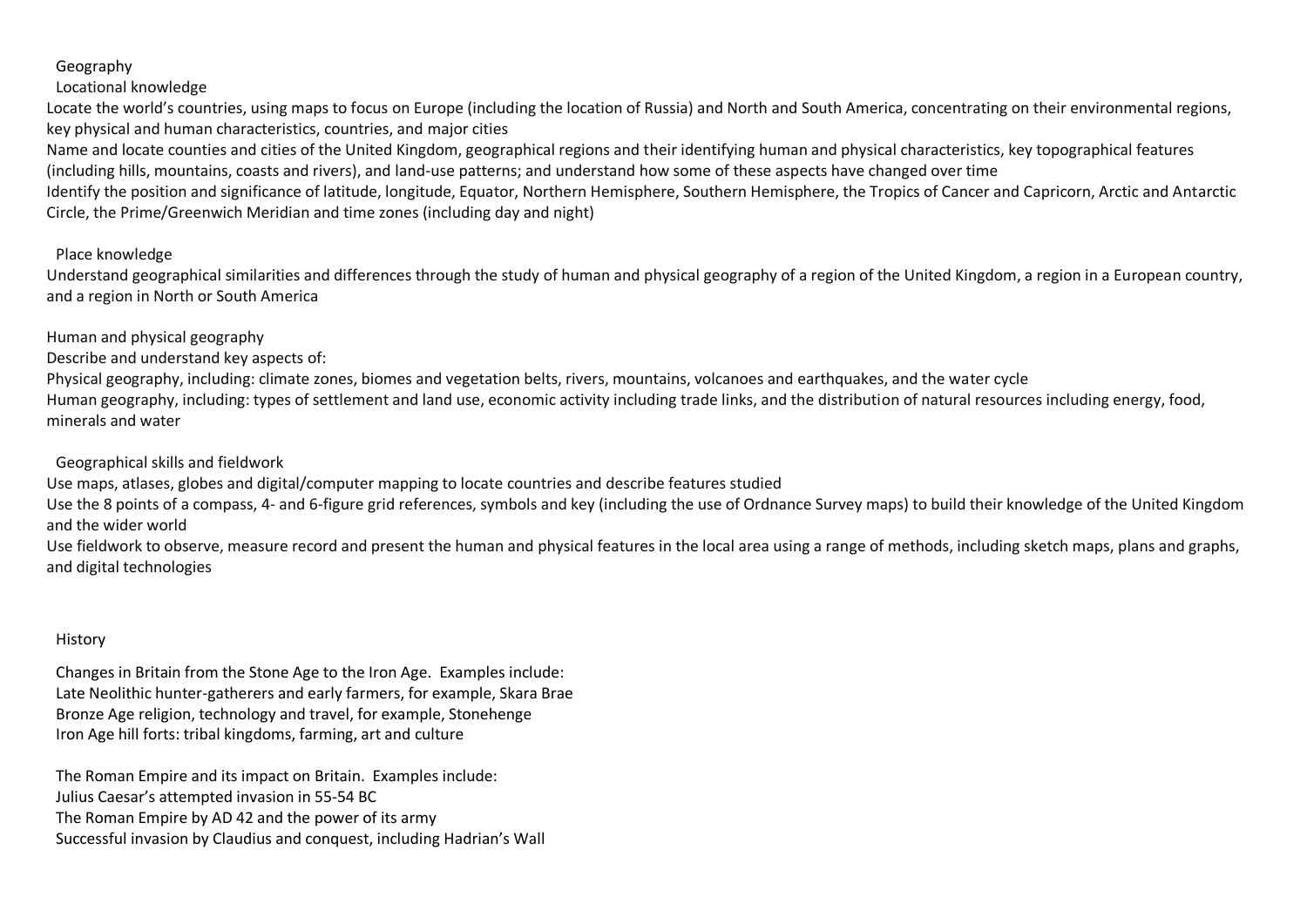# Geography

## Locational knowledge

Locate the world's countries, using maps to focus on Europe (including the location of Russia) and North and South America, concentrating on their environmental regions, key physical and human characteristics, countries, and major cities

Name and locate counties and cities of the United Kingdom, geographical regions and their identifying human and physical characteristics, key topographical features (including hills, mountains, coasts and rivers), and land-use patterns; and understand how some of these aspects have changed over time

Identify the position and significance of latitude, longitude, Equator, Northern Hemisphere, Southern Hemisphere, the Tropics of Cancer and Capricorn, Arctic and Antarctic Circle, the Prime/Greenwich Meridian and time zones (including day and night)

## Place knowledge

Understand geographical similarities and differences through the study of human and physical geography of a region of the United Kingdom, a region in a European country, and a region in North or South America

## Human and physical geography

Describe and understand key aspects of:

Physical geography, including: climate zones, biomes and vegetation belts, rivers, mountains, volcanoes and earthquakes, and the water cycle

Human geography, including: types of settlement and land use, economic activity including trade links, and the distribution of natural resources including energy, food, minerals and water

## Geographical skills and fieldwork

Use maps, atlases, globes and digital/computer mapping to locate countries and describe features studied

Use the 8 points of a compass, 4- and 6-figure grid references, symbols and key (including the use of Ordnance Survey maps) to build their knowledge of the United Kingdom and the wider world

Use fieldwork to observe, measure record and present the human and physical features in the local area using a range of methods, including sketch maps, plans and graphs, and digital technologies

# History

Changes in Britain from the Stone Age to the Iron Age. Examples include:

Late Neolithic hunter-gatherers and early farmers, for example, Skara Brae

Bronze Age religion, technology and travel, for example, Stonehenge

Iron Age hill forts: tribal kingdoms, farming, art and culture

The Roman Empire and its impact on Britain. Examples include:

Julius Caesar's attempted invasion in 55-54 BC

The Roman Empire by AD 42 and the power of its army

Successful invasion by Claudius and conquest, including Hadrian's Wall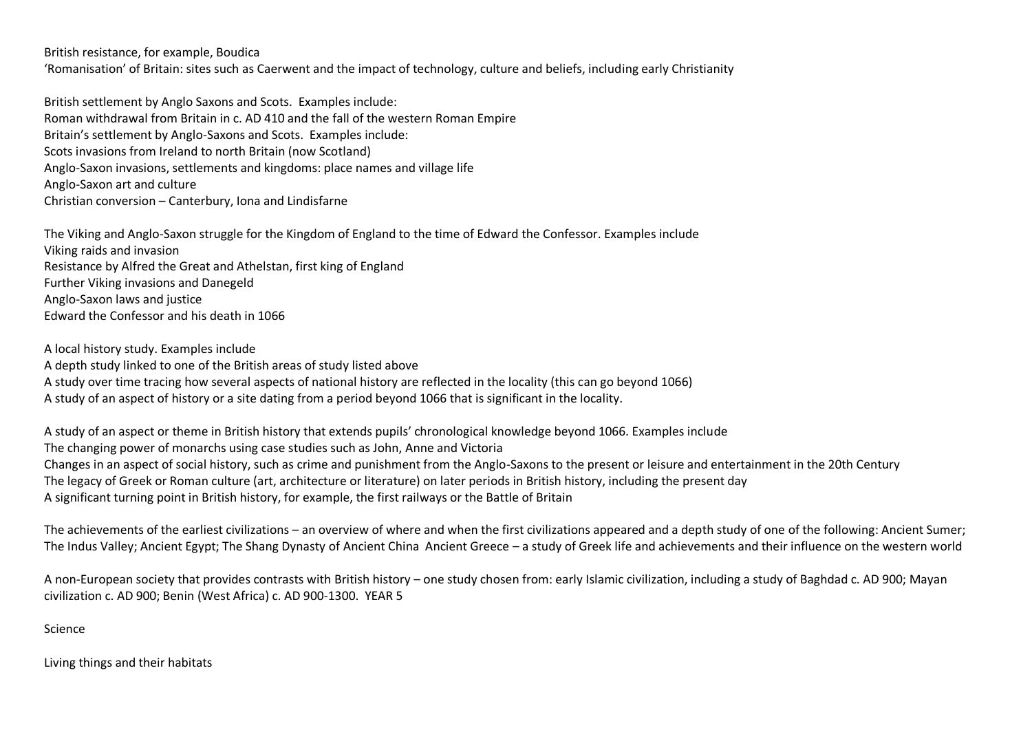British resistance, for example, Boudica
'Romanisation' of Britain: sites such as Caerwent and the impact of technology, culture and beliefs, including early Christianity

British settlement by Anglo Saxons and Scots. Examples include:
Roman withdrawal from Britain in c. AD 410 and the fall of the western Roman Empire
Britain's settlement by Anglo-Saxons and Scots. Examples include:
Scots invasions from Ireland to north Britain (now Scotland)
Anglo-Saxon invasions, settlements and kingdoms: place names and village life
Anglo-Saxon art and culture
Christian conversion – Canterbury, Iona and Lindisfarne

The Viking and Anglo-Saxon struggle for the Kingdom of England to the time of Edward the Confessor. Examples include
Viking raids and invasion
Resistance by Alfred the Great and Athelstan, first king of England
Further Viking invasions and Danegeld
Anglo-Saxon laws and justice
Edward the Confessor and his death in 1066

A local history study. Examples include
A depth study linked to one of the British areas of study listed above
A study over time tracing how several aspects of national history are reflected in the locality (this can go beyond 1066)
A study of an aspect of history or a site dating from a period beyond 1066 that is significant in the locality.

A study of an aspect or theme in British history that extends pupils' chronological knowledge beyond 1066. Examples include
The changing power of monarchs using case studies such as John, Anne and Victoria
Changes in an aspect of social history, such as crime and punishment from the Anglo-Saxons to the present or leisure and entertainment in the 20th Century
The legacy of Greek or Roman culture (art, architecture or literature) on later periods in British history, including the present day
A significant turning point in British history, for example, the first railways or the Battle of Britain

The achievements of the earliest civilizations – an overview of where and when the first civilizations appeared and a depth study of one of the following: Ancient Sumer; The Indus Valley; Ancient Egypt; The Shang Dynasty of Ancient China Ancient Greece – a study of Greek life and achievements and their influence on the western world

A non-European society that provides contrasts with British history – one study chosen from: early Islamic civilization, including a study of Baghdad c. AD 900; Mayan civilization c. AD 900; Benin (West Africa) c. AD 900-1300. YEAR 5

Science

Living things and their habitats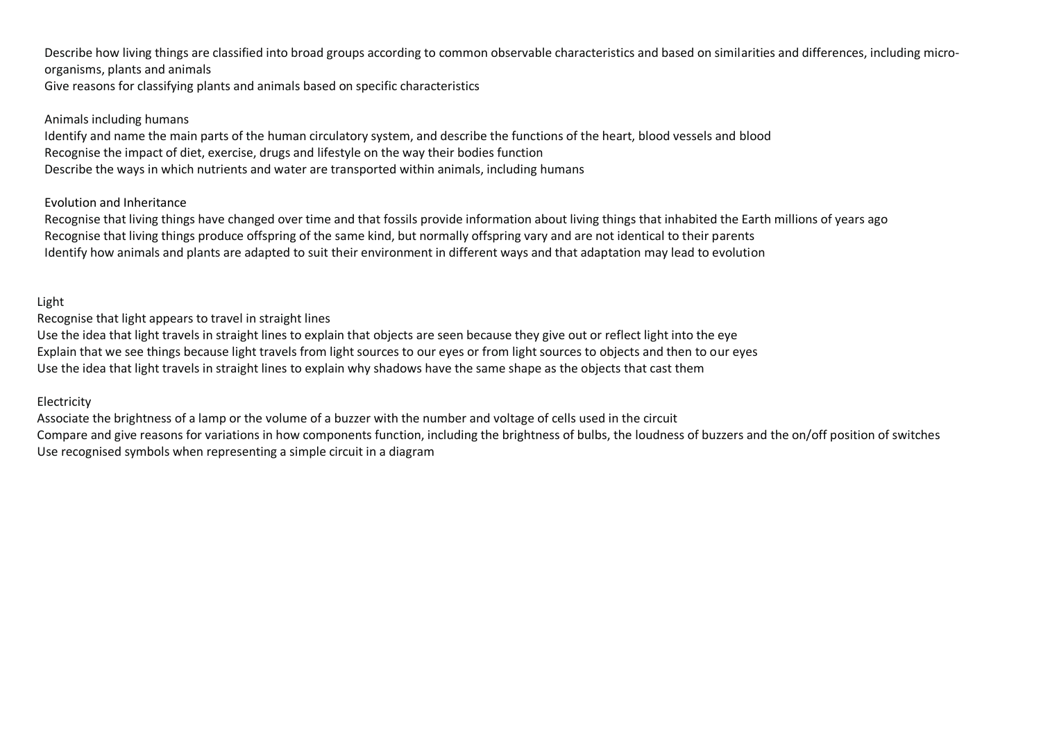Describe how living things are classified into broad groups according to common observable characteristics and based on similarities and differences, including micro-organisms, plants and animals

Give reasons for classifying plants and animals based on specific characteristics

### Animals including humans

Identify and name the main parts of the human circulatory system, and describe the functions of the heart, blood vessels and blood

Recognise the impact of diet, exercise, drugs and lifestyle on the way their bodies function

Describe the ways in which nutrients and water are transported within animals, including humans

### Evolution and Inheritance

Recognise that living things have changed over time and that fossils provide information about living things that inhabited the Earth millions of years ago

Recognise that living things produce offspring of the same kind, but normally offspring vary and are not identical to their parents

Identify how animals and plants are adapted to suit their environment in different ways and that adaptation may lead to evolution

### Light

Recognise that light appears to travel in straight lines

Use the idea that light travels in straight lines to explain that objects are seen because they give out or reflect light into the eye

Explain that we see things because light travels from light sources to our eyes or from light sources to objects and then to our eyes

Use the idea that light travels in straight lines to explain why shadows have the same shape as the objects that cast them

### Electricity

Associate the brightness of a lamp or the volume of a buzzer with the number and voltage of cells used in the circuit

Compare and give reasons for variations in how components function, including the brightness of bulbs, the loudness of buzzers and the on/off position of switches

Use recognised symbols when representing a simple circuit in a diagram